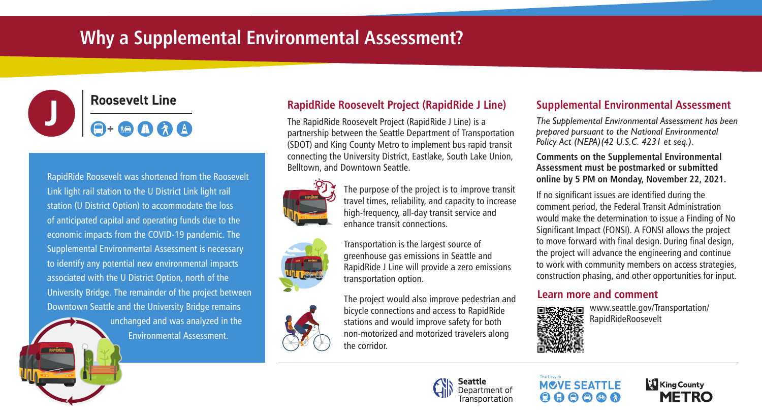# Why a Supplemental Environmental Assessment?

## Roosevelt Line

RapidRide Roosevelt was shortened from the Roosevelt Link light rail station to the U District Link light rail station (U District Option) to accommodate the loss of anticipated capital and operating funds due to the economic impacts from the COVID-19 pandemic. The Supplemental Environmental Assessment is necessary to identify any potential new environmental impacts associated with the U District Option, north of the University Bridge. The remainder of the project between Downtown Seattle and the University Bridge remains unchanged and was analyzed in the Environmental Assessment.

## RapidRide Roosevelt Project (RapidRide J Line)

The RapidRide Roosevelt Project (RapidRide J Line) is a partnership between the Seattle Department of Transportation (SDOT) and King County Metro to implement bus rapid transit connecting the University District, Eastlake, South Lake Union, Belltown, and Downtown Seattle.

The purpose of the project is to improve transit travel times, reliability, and capacity to increase high-frequency, all-day transit service and enhance transit connections.

Transportation is the largest source of greenhouse gas emissions in Seattle and RapidRide J Line will provide a zero emissions transportation option.

The project would also improve pedestrian and bicycle connections and access to RapidRide stations and would improve safety for both non-motorized and motorized travelers along the corridor.

## Supplemental Environmental Assessment

*The Supplemental Environmental Assessment has been prepared pursuant to the National Environmental Policy Act (NEPA) (42 U.S.C. 4231 et seq.).*

**Comments on the Supplemental Environmental Assessment must be postmarked or submitted online by 5 PM on Monday, November 22, 2021.**

If no significant issues are identified during the comment period, the Federal Transit Administration would make the determination to issue a Finding of No Significant Impact (FONSI). A FONSI allows the project to move forward with final design. During final design, the project will advance the engineering and continue to work with community members on access strategies, construction phasing, and other opportunities for input.

## Learn more and comment

www.seattle.gov/Transportation/RapidRideRoosevelt

Seattle Department of Transportation | The Levy to MOVE SEATTLE | King County METRO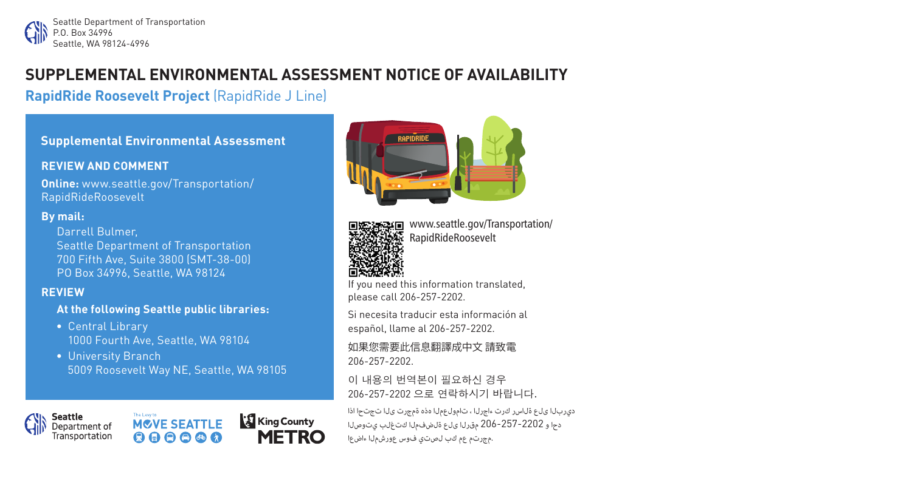Seattle Department of Transportation
P.O. Box 34996
Seattle, WA 98124-4996

# SUPPLEMENTAL ENVIRONMENTAL ASSESSMENT NOTICE OF AVAILABILITY

## **RapidRide Roosevelt Project** (RapidRide J Line)

### Supplemental Environmental Assessment

**REVIEW AND COMMENT**

**Online:** www.seattle.gov/Transportation/RapidRideRoosevelt

**By mail:**

Darrell Bulmer,
Seattle Department of Transportation
700 Fifth Ave, Suite 3800 (SMT-38-00)
PO Box 34996, Seattle, WA 98124

**REVIEW**

**At the following Seattle public libraries:**

- Central Library
  1000 Fourth Ave, Seattle, WA 98104
- University Branch
  5009 Roosevelt Way NE, Seattle, WA 98105

www.seattle.gov/Transportation/RapidRideRoosevelt

If you need this information translated, please call 206-257-2202.

Si necesita traducir esta información al español, llame al 206-257-2202.

如果您需要此信息翻譯成中文 請致電 206-257-2202.

이 내용의 번역본이 필요하신 경우 206-257-2202 으로 연락하시기 바랍니다.

اذا احتجت الى ترجمة هذه المعلومات ، الرجاء ترك رسالة على البريد الصوتي بلغتك المفضلة على الرقم 206-257-2202 و احد اعضاء المشروع سوف يتصل بك مع مترجم.

Seattle Department of Transportation

The Levy to MOVE SEATTLE

King County METRO